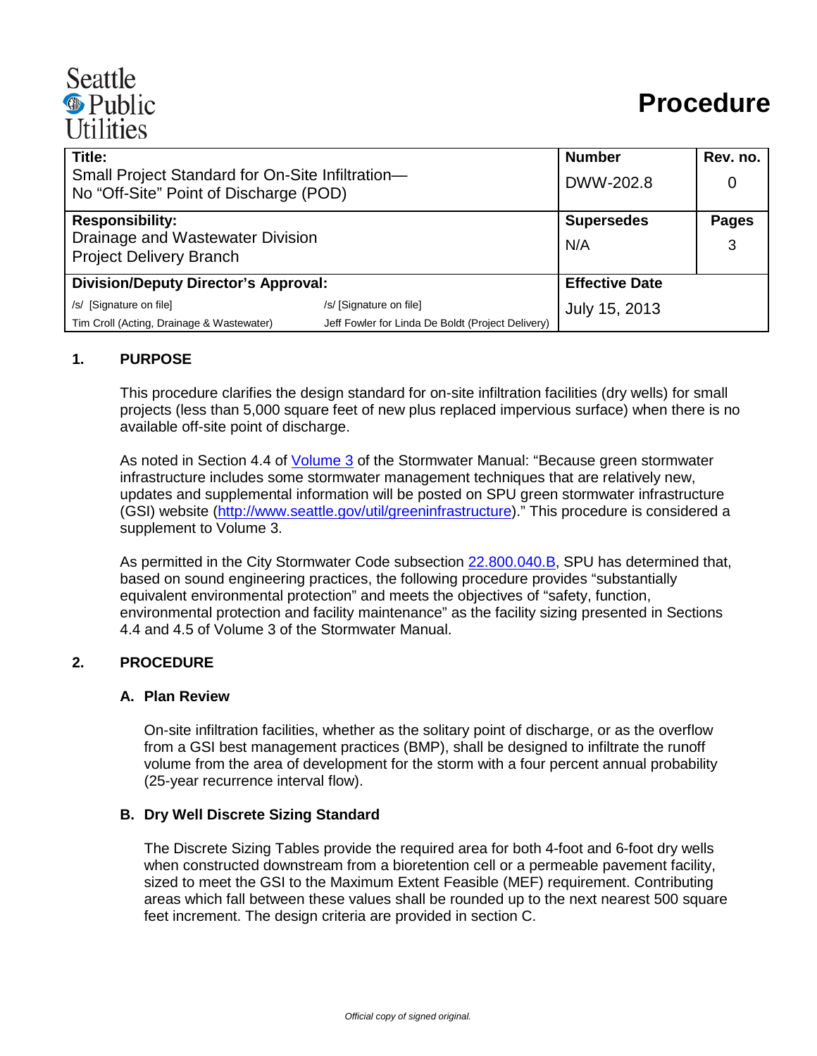Seattle Public Utilities

# Procedure

| Title: Small Project Standard for On-Site Infiltration— No "Off-Site" Point of Discharge (POD) | | Number DWW-202.8 | Rev. no. 0 |
|---|---|---|---|
| **Responsibility:** Drainage and Wastewater Division Project Delivery Branch | | **Supersedes** N/A | **Pages** 3 |
| **Division/Deputy Director's Approval:** | | **Effective Date** July 15, 2013 | |
| /s/ [Signature on file] Tim Croll (Acting, Drainage & Wastewater) | /s/ [Signature on file] Jeff Fowler for Linda De Boldt (Project Delivery) | | |

## 1. PURPOSE

This procedure clarifies the design standard for on-site infiltration facilities (dry wells) for small projects (less than 5,000 square feet of new plus replaced impervious surface) when there is no available off-site point of discharge.

As noted in Section 4.4 of Volume 3 of the Stormwater Manual: "Because green stormwater infrastructure includes some stormwater management techniques that are relatively new, updates and supplemental information will be posted on SPU green stormwater infrastructure (GSI) website (http://www.seattle.gov/util/greeninfrastructure)." This procedure is considered a supplement to Volume 3.

As permitted in the City Stormwater Code subsection 22.800.040.B, SPU has determined that, based on sound engineering practices, the following procedure provides "substantially equivalent environmental protection" and meets the objectives of "safety, function, environmental protection and facility maintenance" as the facility sizing presented in Sections 4.4 and 4.5 of Volume 3 of the Stormwater Manual.

## 2. PROCEDURE

### A. Plan Review

On-site infiltration facilities, whether as the solitary point of discharge, or as the overflow from a GSI best management practices (BMP), shall be designed to infiltrate the runoff volume from the area of development for the storm with a four percent annual probability (25-year recurrence interval flow).

### B. Dry Well Discrete Sizing Standard

The Discrete Sizing Tables provide the required area for both 4-foot and 6-foot dry wells when constructed downstream from a bioretention cell or a permeable pavement facility, sized to meet the GSI to the Maximum Extent Feasible (MEF) requirement. Contributing areas which fall between these values shall be rounded up to the next nearest 500 square feet increment. The design criteria are provided in section C.

*Official copy of signed original.*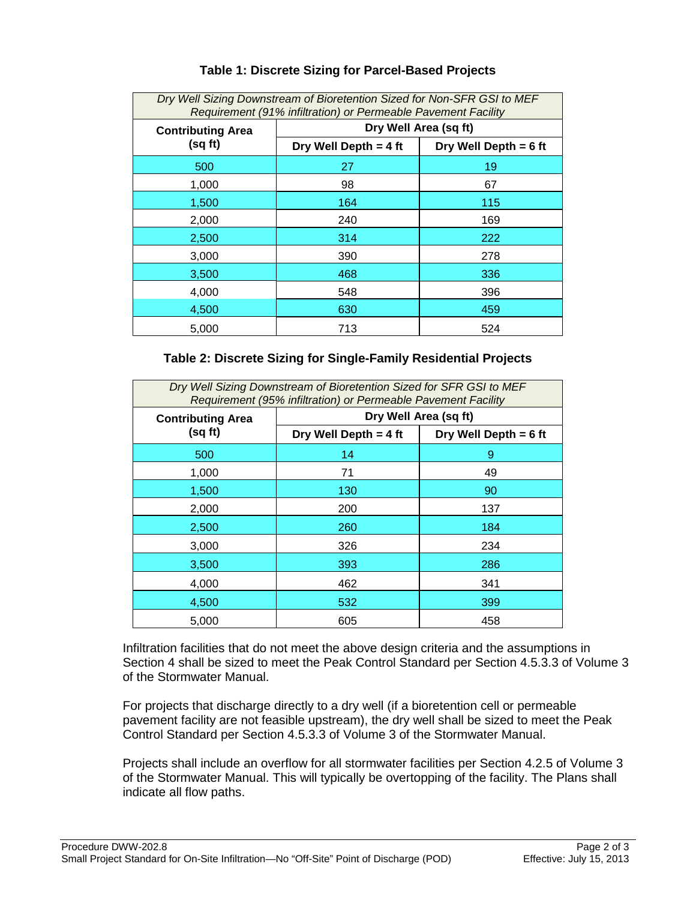**Table 1: Discrete Sizing for Parcel-Based Projects**

| *Dry Well Sizing Downstream of Bioretention Sized for Non-SFR GSI to MEF Requirement (91% infiltration) or Permeable Pavement Facility* | | |
|---|---|---|
| **Contributing Area (sq ft)** | **Dry Well Area (sq ft)** | |
| | **Dry Well Depth = 4 ft** | **Dry Well Depth = 6 ft** |
| 500 | 27 | 19 |
| 1,000 | 98 | 67 |
| 1,500 | 164 | 115 |
| 2,000 | 240 | 169 |
| 2,500 | 314 | 222 |
| 3,000 | 390 | 278 |
| 3,500 | 468 | 336 |
| 4,000 | 548 | 396 |
| 4,500 | 630 | 459 |
| 5,000 | 713 | 524 |

**Table 2: Discrete Sizing for Single-Family Residential Projects**

| *Dry Well Sizing Downstream of Bioretention Sized for SFR GSI to MEF Requirement (95% infiltration) or Permeable Pavement Facility* | | |
|---|---|---|
| **Contributing Area (sq ft)** | **Dry Well Area (sq ft)** | |
| | **Dry Well Depth = 4 ft** | **Dry Well Depth = 6 ft** |
| 500 | 14 | 9 |
| 1,000 | 71 | 49 |
| 1,500 | 130 | 90 |
| 2,000 | 200 | 137 |
| 2,500 | 260 | 184 |
| 3,000 | 326 | 234 |
| 3,500 | 393 | 286 |
| 4,000 | 462 | 341 |
| 4,500 | 532 | 399 |
| 5,000 | 605 | 458 |

Infiltration facilities that do not meet the above design criteria and the assumptions in Section 4 shall be sized to meet the Peak Control Standard per Section 4.5.3.3 of Volume 3 of the Stormwater Manual.

For projects that discharge directly to a dry well (if a bioretention cell or permeable pavement facility are not feasible upstream), the dry well shall be sized to meet the Peak Control Standard per Section 4.5.3.3 of Volume 3 of the Stormwater Manual.

Projects shall include an overflow for all stormwater facilities per Section 4.2.5 of Volume 3 of the Stormwater Manual. This will typically be overtopping of the facility. The Plans shall indicate all flow paths.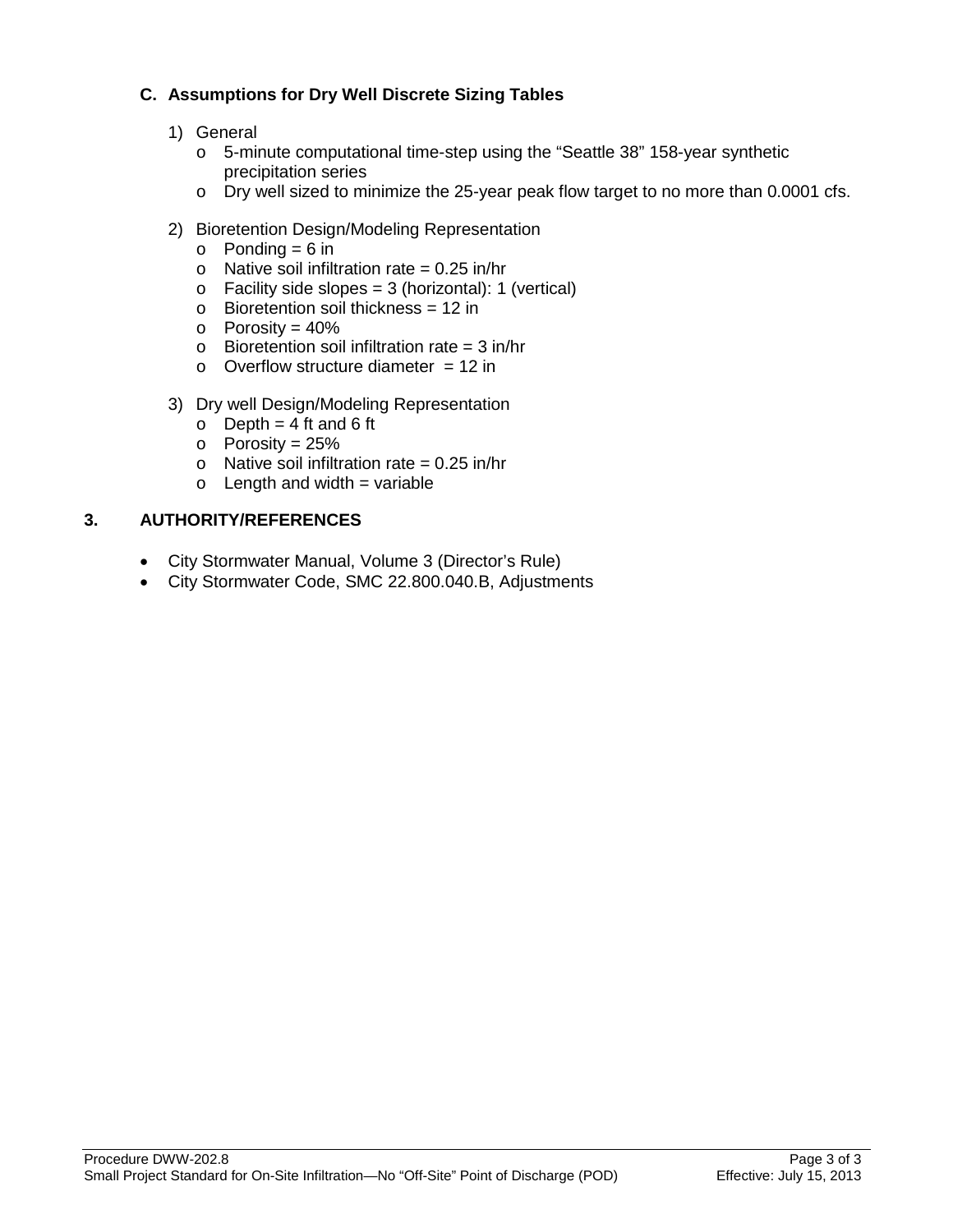### C. Assumptions for Dry Well Discrete Sizing Tables

1) General
   - 5-minute computational time-step using the "Seattle 38" 158-year synthetic precipitation series
   - Dry well sized to minimize the 25-year peak flow target to no more than 0.0001 cfs.

2) Bioretention Design/Modeling Representation
   - Ponding = 6 in
   - Native soil infiltration rate = 0.25 in/hr
   - Facility side slopes = 3 (horizontal): 1 (vertical)
   - Bioretention soil thickness = 12 in
   - Porosity = 40%
   - Bioretention soil infiltration rate = 3 in/hr
   - Overflow structure diameter = 12 in

3) Dry well Design/Modeling Representation
   - Depth = 4 ft and 6 ft
   - Porosity = 25%
   - Native soil infiltration rate = 0.25 in/hr
   - Length and width = variable

## 3. AUTHORITY/REFERENCES

- City Stormwater Manual, Volume 3 (Director's Rule)
- City Stormwater Code, SMC 22.800.040.B, Adjustments